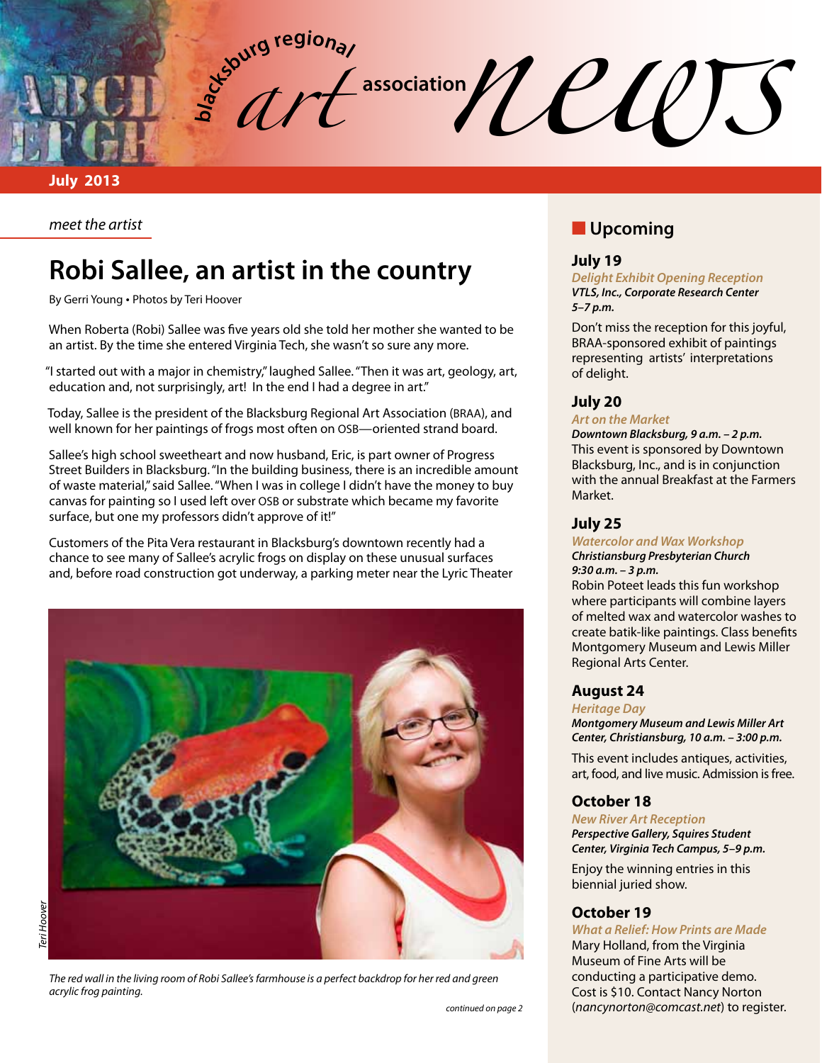# blacksburg regional art association news

**July 2013**

*meet the artist*

## Robi Sallee, an artist in the country

By Gerri Young • Photos by Teri Hoover

When Roberta (Robi) Sallee was five years old she told her mother she wanted to be an artist. By the time she entered Virginia Tech, she wasn't so sure any more.

"I started out with a major in chemistry," laughed Sallee. "Then it was art, geology, art, education and, not surprisingly, art! In the end I had a degree in art."

Today, Sallee is the president of the Blacksburg Regional Art Association (BRAA), and well known for her paintings of frogs most often on OSB—oriented strand board.

Sallee's high school sweetheart and now husband, Eric, is part owner of Progress Street Builders in Blacksburg. "In the building business, there is an incredible amount of waste material," said Sallee. "When I was in college I didn't have the money to buy canvas for painting so I used left over OSB or substrate which became my favorite surface, but one my professors didn't approve of it!"

Customers of the Pita Vera restaurant in Blacksburg's downtown recently had a chance to see many of Sallee's acrylic frogs on display on these unusual surfaces and, before road construction got underway, a parking meter near the Lyric Theater

Teri Hoover

*The red wall in the living room of Robi Sallee's farmhouse is a perfect backdrop for her red and green acrylic frog painting.*

*continued on page 2*

## Upcoming

### July 19

*Delight Exhibit Opening Reception*
***VTLS, Inc., Corporate Research Center 5–7 p.m.***

Don't miss the reception for this joyful, BRAA-sponsored exhibit of paintings representing artists' interpretations of delight.

### July 20

*Art on the Market*
***Downtown Blacksburg, 9 a.m. – 2 p.m.***
This event is sponsored by Downtown Blacksburg, Inc., and is in conjunction with the annual Breakfast at the Farmers Market.

### July 25

*Watercolor and Wax Workshop*
***Christiansburg Presbyterian Church 9:30 a.m. – 3 p.m.***
Robin Poteet leads this fun workshop where participants will combine layers of melted wax and watercolor washes to create batik-like paintings. Class benefits Montgomery Museum and Lewis Miller Regional Arts Center.

### August 24

*Heritage Day*
***Montgomery Museum and Lewis Miller Art Center, Christiansburg, 10 a.m. – 3:00 p.m.***

This event includes antiques, activities, art, food, and live music. Admission is free.

### October 18

*New River Art Reception*
***Perspective Gallery, Squires Student Center, Virginia Tech Campus, 5–9 p.m.***

Enjoy the winning entries in this biennial juried show.

### October 19

*What a Relief: How Prints are Made*
Mary Holland, from the Virginia Museum of Fine Arts will be conducting a participative demo. Cost is $10. Contact Nancy Norton (*nancynorton@comcast.net*) to register.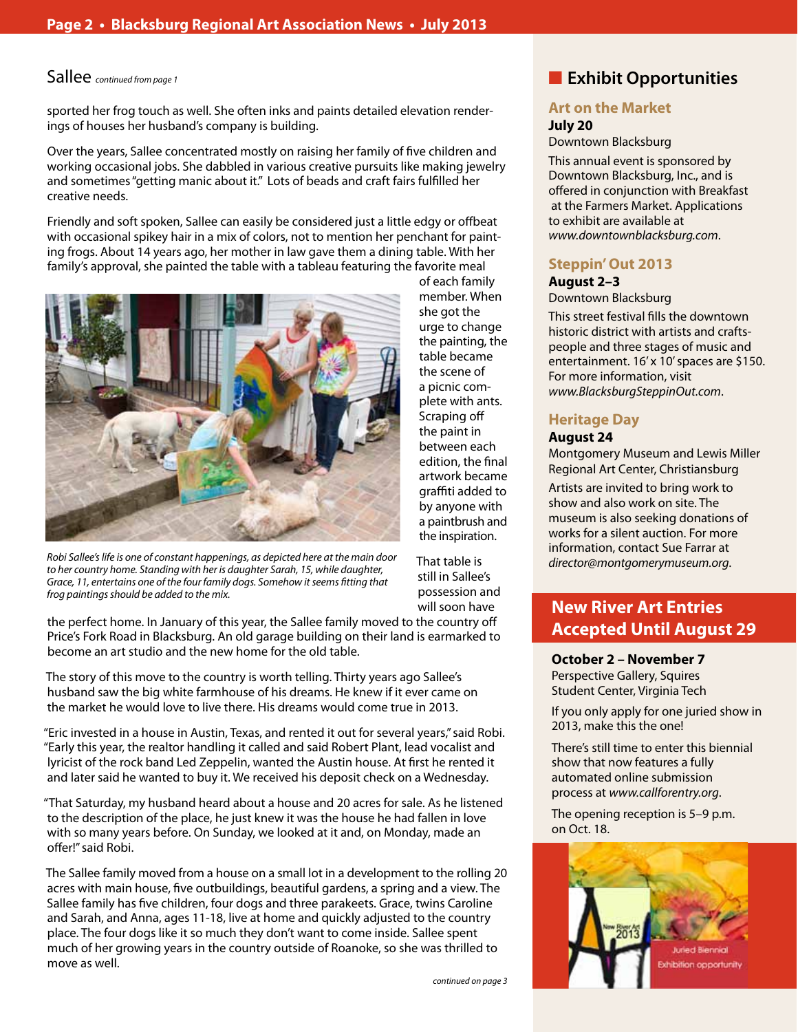## Sallee *continued from page 1*

sported her frog touch as well. She often inks and paints detailed elevation renderings of houses her husband's company is building.

Over the years, Sallee concentrated mostly on raising her family of five children and working occasional jobs. She dabbled in various creative pursuits like making jewelry and sometimes "getting manic about it." Lots of beads and craft fairs fulfilled her creative needs.

Friendly and soft spoken, Sallee can easily be considered just a little edgy or offbeat with occasional spikey hair in a mix of colors, not to mention her penchant for painting frogs. About 14 years ago, her mother in law gave them a dining table. With her family's approval, she painted the table with a tableau featuring the favorite meal of each family member. When she got the change urge to change the painting, the table became the scene of a picnic complete with ants. Scraping off the paint in between each edition, the final artwork became graffiti added to by anyone with a paintbrush and the inspiration.

*Robi Sallee's life is one of constant happenings, as depicted here at the main door to her country home. Standing with her is daughter Sarah, 15, while daughter, Grace, 11, entertains one of the four family dogs. Somehow it seems fitting that frog paintings should be added to the mix.*

That table is still in Sallee's possession and will soon have the perfect home. In January of this year, the Sallee family moved to the country off Price's Fork Road in Blacksburg. An old garage building on their land is earmarked to become an art studio and the new home for the old table.

The story of this move to the country is worth telling. Thirty years ago Sallee's husband saw the big white farmhouse of his dreams. He knew if it ever came on the market he would love to live there. His dreams would come true in 2013.

"Eric invested in a house in Austin, Texas, and rented it out for several years," said Robi. "Early this year, the realtor handling it called and said Robert Plant, lead vocalist and lyricist of the rock band Led Zeppelin, wanted the Austin house. At first he rented it and later said he wanted to buy it. We received his deposit check on a Wednesday.

"That Saturday, my husband heard about a house and 20 acres for sale. As he listened to the description of the place, he just knew it was the house he had fallen in love with so many years before. On Sunday, we looked at it and, on Monday, made an offer!" said Robi.

The Sallee family moved from a house on a small lot in a development to the rolling 20 acres with main house, five outbuildings, beautiful gardens, a spring and a view. The Sallee family has five children, four dogs and three parakeets. Grace, twins Caroline and Sarah, and Anna, ages 11-18, live at home and quickly adjusted to the country place. The four dogs like it so much they don't want to come inside. Sallee spent much of her growing years in the country outside of Roanoke, so she was thrilled to move as well.

*continued on page 3*

## Exhibit Opportunities

### Art on the Market

**July 20**

Downtown Blacksburg

This annual event is sponsored by Downtown Blacksburg, Inc., and is offered in conjunction with Breakfast at the Farmers Market. Applications to exhibit are available at *www.downtownblacksburg.com*.

### Steppin' Out 2013

**August 2–3**

Downtown Blacksburg

This street festival fills the downtown historic district with artists and craftspeople and three stages of music and entertainment. 16' x 10' spaces are $150. For more information, visit *www.BlacksburgSteppinOut.com*.

### Heritage Day

**August 24**

Montgomery Museum and Lewis Miller Regional Art Center, Christiansburg

Artists are invited to bring work to show and also work on site. The museum is also seeking donations of works for a silent auction. For more information, contact Sue Farrar at *director@montgomerymuseum.org*.

## New River Art Entries Accepted Until August 29

**October 2 – November 7**

Perspective Gallery, Squires Student Center, Virginia Tech

If you only apply for one juried show in 2013, make this the one!

There's still time to enter this biennial show that now features a fully automated online submission process at *www.callforentry.org*.

The opening reception is 5–9 p.m. on Oct. 18.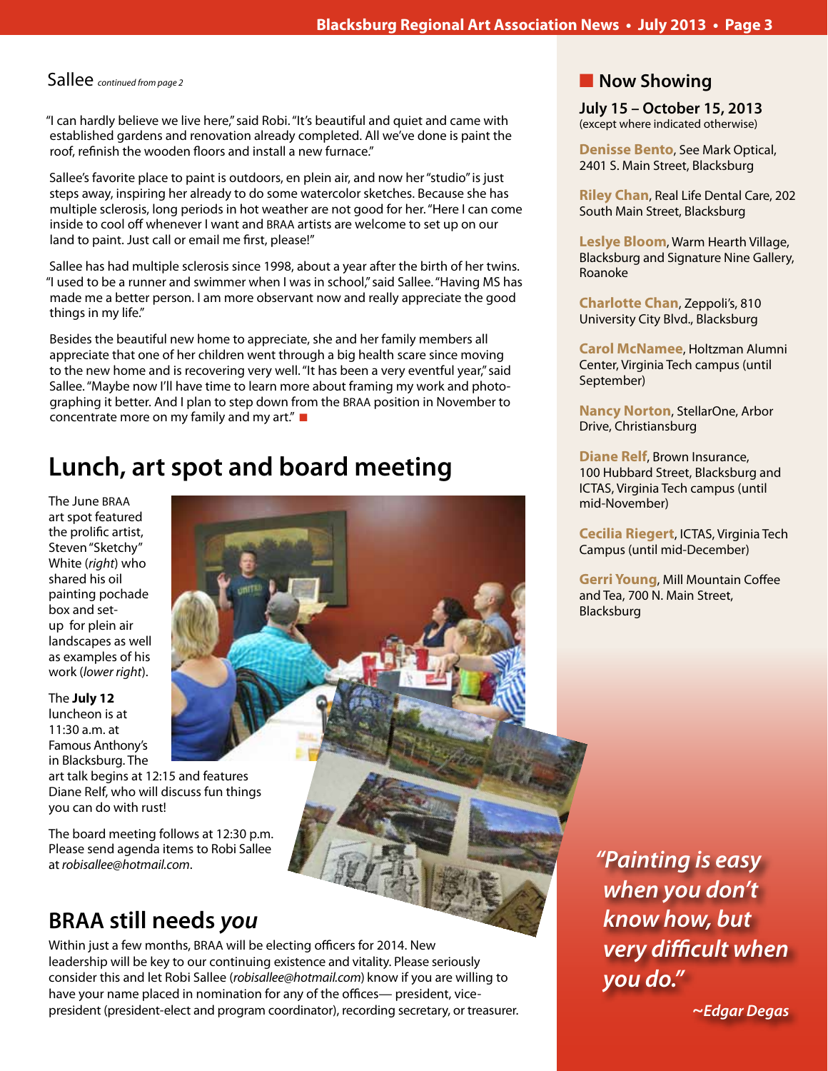## Sallee *continued from page 2*

"I can hardly believe we live here," said Robi. "It's beautiful and quiet and came with established gardens and renovation already completed. All we've done is paint the roof, refinish the wooden floors and install a new furnace."

Sallee's favorite place to paint is outdoors, en plein air, and now her "studio" is just steps away, inspiring her already to do some watercolor sketches. Because she has multiple sclerosis, long periods in hot weather are not good for her. "Here I can come inside to cool off whenever I want and BRAA artists are welcome to set up on our land to paint. Just call or email me first, please!"

Sallee has had multiple sclerosis since 1998, about a year after the birth of her twins. "I used to be a runner and swimmer when I was in school," said Sallee. "Having MS has made me a better person. I am more observant now and really appreciate the good things in my life."

Besides the beautiful new home to appreciate, she and her family members all appreciate that one of her children went through a big health scare since moving to the new home and is recovering very well. "It has been a very eventful year," said Sallee. "Maybe now I'll have time to learn more about framing my work and photographing it better. And I plan to step down from the BRAA position in November to concentrate more on my family and my art." ■

# Lunch, art spot and board meeting

The June BRAA art spot featured the prolific artist, Steven "Sketchy" White (*right*) who shared his oil painting pochade box and set-up for plein air landscapes as well as examples of his work (*lower right*).

The **July 12** luncheon is at 11:30 a.m. at Famous Anthony's in Blacksburg. The art talk begins at 12:15 and features Diane Relf, who will discuss fun things you can do with rust!

The board meeting follows at 12:30 p.m. Please send agenda items to Robi Sallee at *robisallee@hotmail.com*.

# BRAA still needs *you*

Within just a few months, BRAA will be electing officers for 2014. New leadership will be key to our continuing existence and vitality. Please seriously consider this and let Robi Sallee (*robisallee@hotmail.com*) know if you are willing to have your name placed in nomination for any of the offices— president, vice-president (president-elect and program coordinator), recording secretary, or treasurer.

## ■ Now Showing

**July 15 – October 15, 2013**
(except where indicated otherwise)

**Denisse Bento**, See Mark Optical, 2401 S. Main Street, Blacksburg

**Riley Chan**, Real Life Dental Care, 202 South Main Street, Blacksburg

**Leslye Bloom**, Warm Hearth Village, Blacksburg and Signature Nine Gallery, Roanoke

**Charlotte Chan**, Zeppoli's, 810 University City Blvd., Blacksburg

**Carol McNamee**, Holtzman Alumni Center, Virginia Tech campus (until September)

**Nancy Norton**, StellarOne, Arbor Drive, Christiansburg

**Diane Relf**, Brown Insurance, 100 Hubbard Street, Blacksburg and ICTAS, Virginia Tech campus (until mid-November)

**Cecilia Riegert**, ICTAS, Virginia Tech Campus (until mid-December)

**Gerri Young**, Mill Mountain Coffee and Tea, 700 N. Main Street, Blacksburg

*"Painting is easy when you don't know how, but very difficult when you do."*

*~Edgar Degas*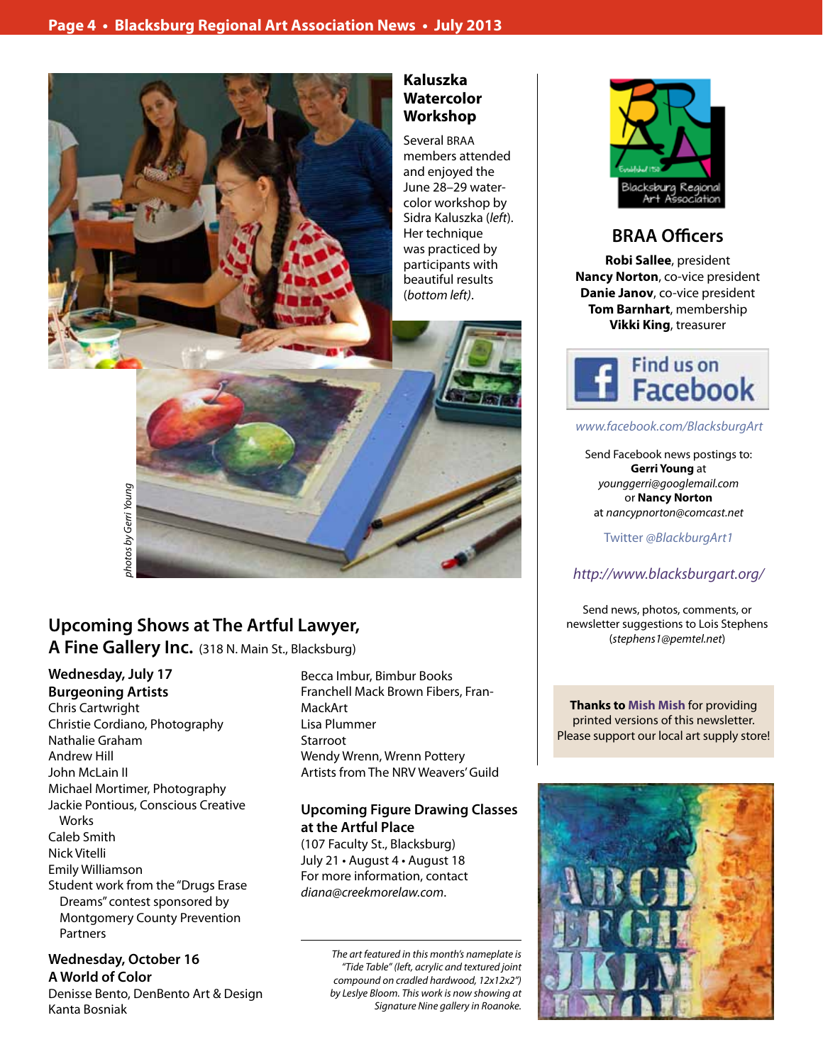## Kaluszka Watercolor Workshop

Several BRAA members attended and enjoyed the June 28–29 watercolor workshop by Sidra Kaluszka (*left*). Her technique was practiced by participants with beautiful results (*bottom left*).

*photos by Gerri Young*

## BRAA Officers

**Robi Sallee**, president
**Nancy Norton**, co-vice president
**Danie Janov**, co-vice president
**Tom Barnhart**, membership
**Vikki King**, treasurer

Find us on Facebook

*www.facebook.com/BlacksburgArt*

Send Facebook news postings to:
**Gerri Young** at
*younggerri@googlemail.com*
or **Nancy Norton**
at *nancypnorton@comcast.net*

Twitter *@BlackburgArt1*

*http://www.blacksburgart.org/*

Send news, photos, comments, or newsletter suggestions to Lois Stephens (*stephens1@pemtel.net*)

**Thanks to Mish Mish** for providing printed versions of this newsletter. Please support our local art supply store!

## Upcoming Shows at The Artful Lawyer, A Fine Gallery Inc. (318 N. Main St., Blacksburg)

### Wednesday, July 17
### Burgeoning Artists

Chris Cartwright
Christie Cordiano, Photography
Nathalie Graham
Andrew Hill
John McLain II
Michael Mortimer, Photography
Jackie Pontious, Conscious Creative Works
Caleb Smith
Nick Vitelli
Emily Williamson
Student work from the "Drugs Erase Dreams" contest sponsored by Montgomery County Prevention Partners

### Wednesday, October 16
### A World of Color

Denisse Bento, DenBento Art & Design
Kanta Bosniak
Becca Imbur, Bimbur Books
Franchell Mack Brown Fibers, Fran-MackArt
Lisa Plummer
Starroot
Wendy Wrenn, Wrenn Pottery
Artists from The NRV Weavers' Guild

## Upcoming Figure Drawing Classes at the Artful Place

(107 Faculty St., Blacksburg)
July 21 • August 4 • August 18
For more information, contact *diana@creekmorelaw.com*.

*The art featured in this month's nameplate is "Tide Table" (left, acrylic and textured joint compound on cradled hardwood, 12x12x2") by Leslye Bloom. This work is now showing at Signature Nine gallery in Roanoke.*